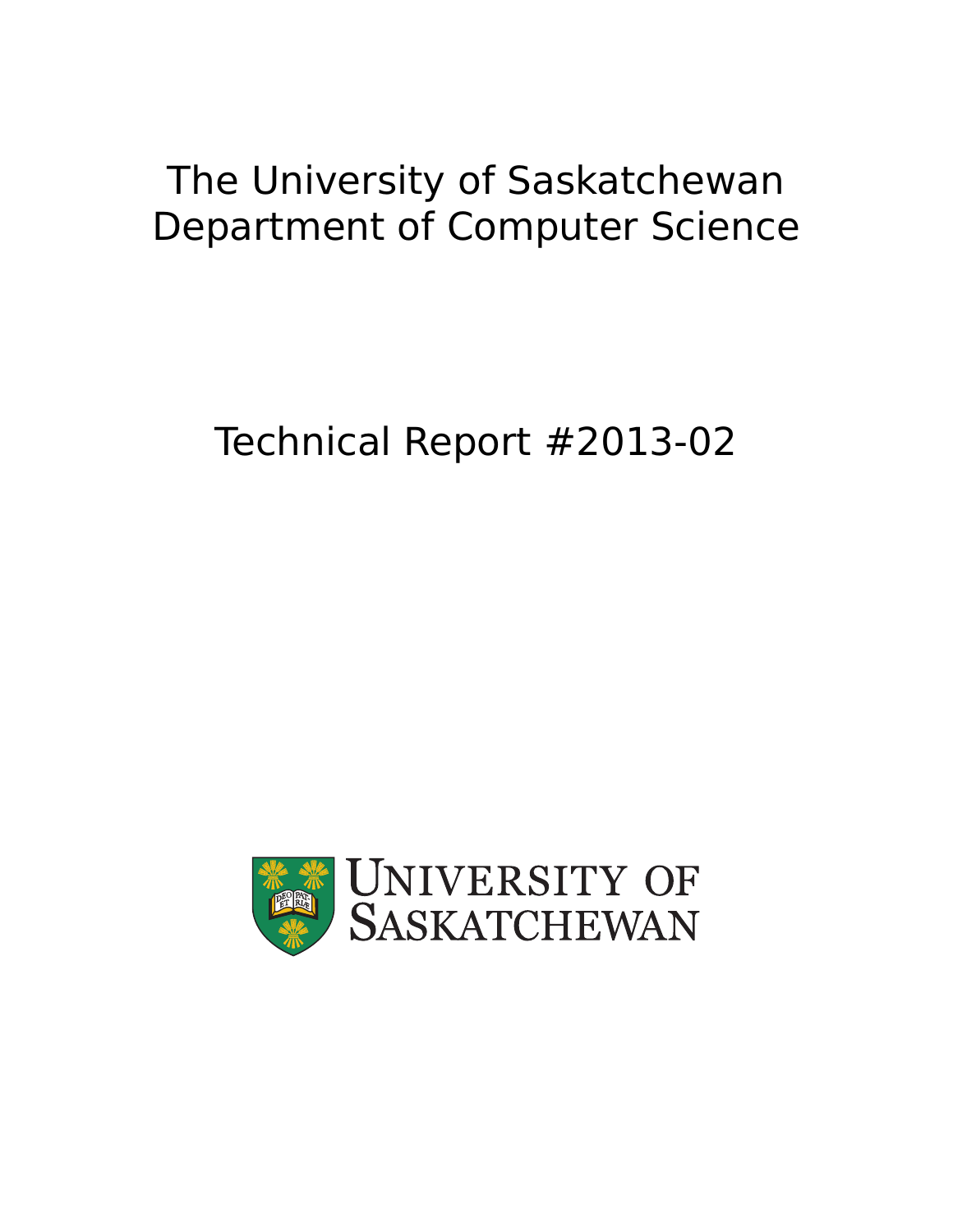# The University of Saskatchewan
# Department of Computer Science

## Technical Report #2013-02

UNIVERSITY OF SASKATCHEWAN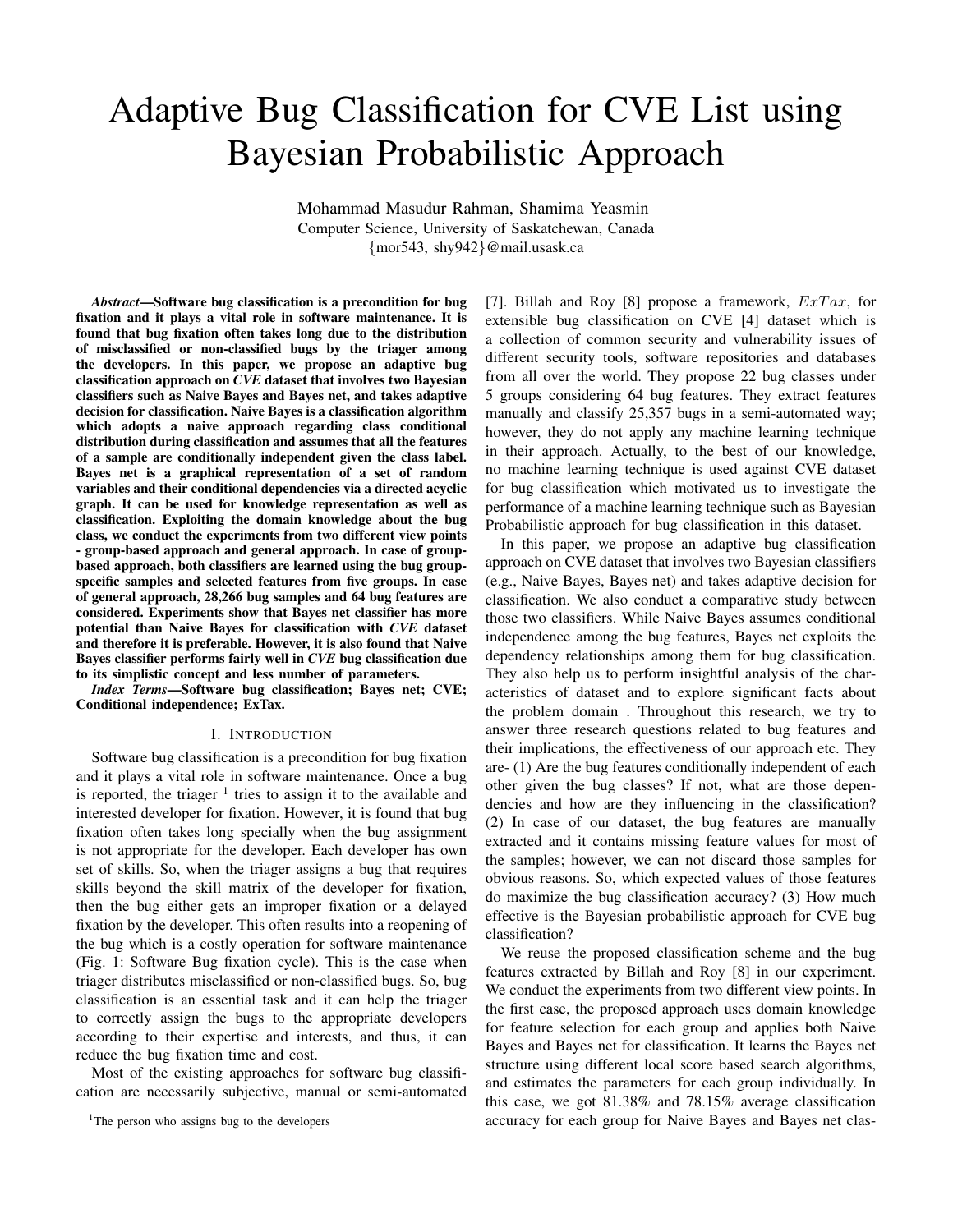# Adaptive Bug Classification for CVE List using Bayesian Probabilistic Approach

Mohammad Masudur Rahman, Shamima Yeasmin
Computer Science, University of Saskatchewan, Canada
{mor543, shy942}@mail.usask.ca

***Abstract*—Software bug classification is a precondition for bug fixation and it plays a vital role in software maintenance. It is found that bug fixation often takes long due to the distribution of misclassified or non-classified bugs by the triager among the developers. In this paper, we propose an adaptive bug classification approach on *CVE* dataset that involves two Bayesian classifiers such as Naive Bayes and Bayes net, and takes adaptive decision for classification. Naive Bayes is a classification algorithm which adopts a naive approach regarding class conditional distribution during classification and assumes that all the features of a sample are conditionally independent given the class label. Bayes net is a graphical representation of a set of random variables and their conditional dependencies via a directed acyclic graph. It can be used for knowledge representation as well as classification. Exploiting the domain knowledge about the bug class, we conduct the experiments from two different view points - group-based approach and general approach. In case of group-based approach, both classifiers are learned using the bug group-specific samples and selected features from five groups. In case of general approach, 28,266 bug samples and 64 bug features are considered. Experiments show that Bayes net classifier has more potential than Naive Bayes for classification with *CVE* dataset and therefore it is preferable. However, it is also found that Naive Bayes classifier performs fairly well in *CVE* bug classification due to its simplistic concept and less number of parameters.**

***Index Terms*—Software bug classification; Bayes net; CVE; Conditional independence; ExTax.**

## I. Introduction

Software bug classification is a precondition for bug fixation and it plays a vital role in software maintenance. Once a bug is reported, the triager [1] tries to assign it to the available and interested developer for fixation. However, it is found that bug fixation often takes long specially when the bug assignment is not appropriate for the developer. Each developer has own set of skills. So, when the triager assigns a bug that requires skills beyond the skill matrix of the developer for fixation, then the bug either gets an improper fixation or a delayed fixation by the developer. This often results into a reopening of the bug which is a costly operation for software maintenance (Fig. 1: Software Bug fixation cycle). This is the case when triager distributes misclassified or non-classified bugs. So, bug classification is an essential task and it can help the triager to correctly assign the bugs to the appropriate developers according to their expertise and interests, and thus, it can reduce the bug fixation time and cost.

Most of the existing approaches for software bug classification are necessarily subjective, manual or semi-automated [7]. Billah and Roy [8] propose a framework, $ExTax$, for extensible bug classification on CVE [4] dataset which is a collection of common security and vulnerability issues of different security tools, software repositories and databases from all over the world. They propose 22 bug classes under 5 groups considering 64 bug features. They extract features manually and classify 25,357 bugs in a semi-automated way; however, they do not apply any machine learning technique in their approach. Actually, to the best of our knowledge, no machine learning technique is used against CVE dataset for bug classification which motivated us to investigate the performance of a machine learning technique such as Bayesian Probabilistic approach for bug classification in this dataset.

In this paper, we propose an adaptive bug classification approach on CVE dataset that involves two Bayesian classifiers (e.g., Naive Bayes, Bayes net) and takes adaptive decision for classification. We also conduct a comparative study between those two classifiers. While Naive Bayes assumes conditional independence among the bug features, Bayes net exploits the dependency relationships among them for bug classification. They also help us to perform insightful analysis of the characteristics of dataset and to explore significant facts about the problem domain . Throughout this research, we try to answer three research questions related to bug features and their implications, the effectiveness of our approach etc. They are- (1) Are the bug features conditionally independent of each other given the bug classes? If not, what are those dependencies and how are they influencing in the classification? (2) In case of our dataset, the bug features are manually extracted and it contains missing feature values for most of the samples; however, we can not discard those samples for obvious reasons. So, which expected values of those features do maximize the bug classification accuracy? (3) How much effective is the Bayesian probabilistic approach for CVE bug classification?

We reuse the proposed classification scheme and the bug features extracted by Billah and Roy [8] in our experiment. We conduct the experiments from two different view points. In the first case, the proposed approach uses domain knowledge for feature selection for each group and applies both Naive Bayes and Bayes net for classification. It learns the Bayes net structure using different local score based search algorithms, and estimates the parameters for each group individually. In this case, we got 81.38% and 78.15% average classification accuracy for each group for Naive Bayes and Bayes net clas-

[1] The person who assigns bug to the developers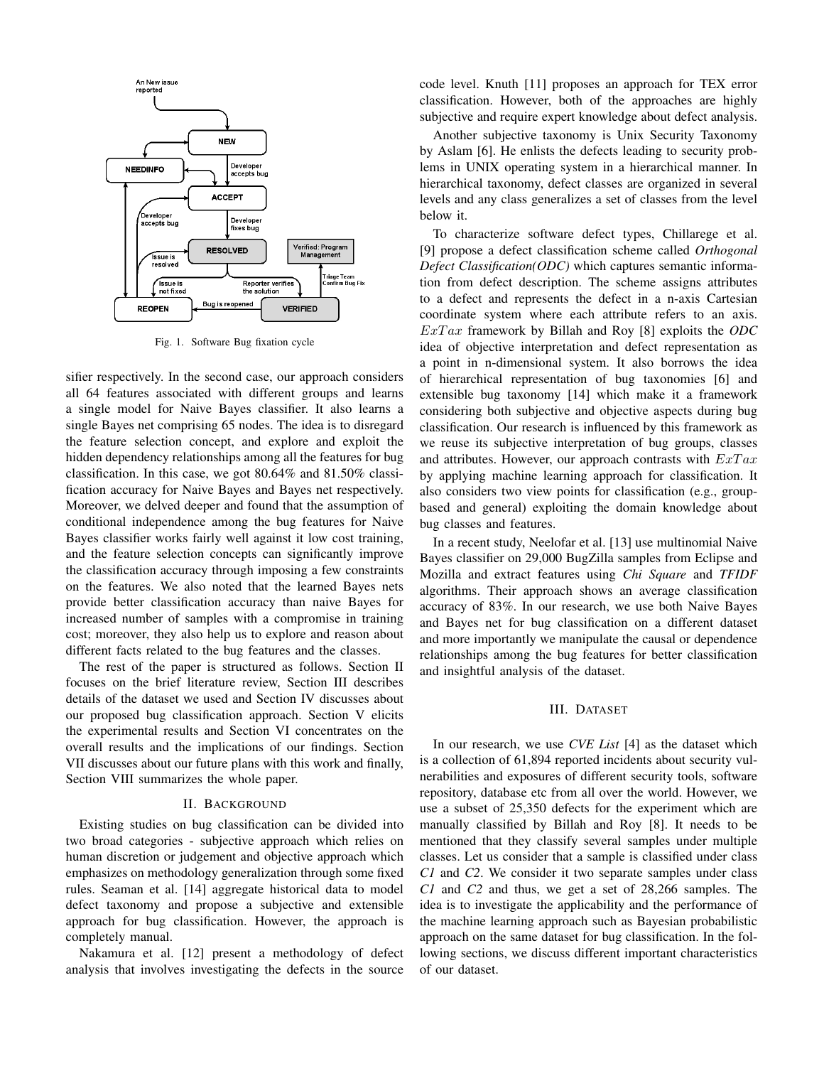An New issue reported

NEW

NEEDINFO

Developer accepts bug

ACCEPT

Developer accepts bug

Developer fixes bug

RESOLVED

Verified: Program Management

Issue is resolved

Issue is not fixed

Reporter verifies the solution

Triage Team Confirm Bug Fix

REOPEN

Bug is reopened

VERIFIED

Fig. 1. Software Bug fixation cycle

sifier respectively. In the second case, our approach considers all 64 features associated with different groups and learns a single model for Naive Bayes classifier. It also learns a single Bayes net comprising 65 nodes. The idea is to disregard the feature selection concept, and explore and exploit the hidden dependency relationships among all the features for bug classification. In this case, we got 80.64% and 81.50% classification accuracy for Naive Bayes and Bayes net respectively. Moreover, we delved deeper and found that the assumption of conditional independence among the bug features for Naive Bayes classifier works fairly well against it low cost training, and the feature selection concepts can significantly improve the classification accuracy through imposing a few constraints on the features. We also noted that the learned Bayes nets provide better classification accuracy than naive Bayes for increased number of samples with a compromise in training cost; moreover, they also help us to explore and reason about different facts related to the bug features and the classes.

The rest of the paper is structured as follows. Section II focuses on the brief literature review, Section III describes details of the dataset we used and Section IV discusses about our proposed bug classification approach. Section V elicits the experimental results and Section VI concentrates on the overall results and the implications of our findings. Section VII discusses about our future plans with this work and finally, Section VIII summarizes the whole paper.

## II. Background

Existing studies on bug classification can be divided into two broad categories - subjective approach which relies on human discretion or judgement and objective approach which emphasizes on methodology generalization through some fixed rules. Seaman et al. [14] aggregate historical data to model defect taxonomy and propose a subjective and extensible approach for bug classification. However, the approach is completely manual.

Nakamura et al. [12] present a methodology of defect analysis that involves investigating the defects in the source code level. Knuth [11] proposes an approach for TEX error classification. However, both of the approaches are highly subjective and require expert knowledge about defect analysis.

Another subjective taxonomy is Unix Security Taxonomy by Aslam [6]. He enlists the defects leading to security problems in UNIX operating system in a hierarchical manner. In hierarchical taxonomy, defect classes are organized in several levels and any class generalizes a set of classes from the level below it.

To characterize software defect types, Chillarege et al. [9] propose a defect classification scheme called *Orthogonal Defect Classification(ODC)* which captures semantic information from defect description. The scheme assigns attributes to a defect and represents the defect in a n-axis Cartesian coordinate system where each attribute refers to an axis. $ExTax$ framework by Billah and Roy [8] exploits the *ODC* idea of objective interpretation and defect representation as a point in n-dimensional system. It also borrows the idea of hierarchical representation of bug taxonomies [6] and extensible bug taxonomy [14] which make it a framework considering both subjective and objective aspects during bug classification. Our research is influenced by this framework as we reuse its subjective interpretation of bug groups, classes and attributes. However, our approach contrasts with $ExTax$ by applying machine learning approach for classification. It also considers two view points for classification (e.g., group-based and general) exploiting the domain knowledge about bug classes and features.

In a recent study, Neelofar et al. [13] use multinomial Naive Bayes classifier on 29,000 BugZilla samples from Eclipse and Mozilla and extract features using *Chi Square* and *TFIDF* algorithms. Their approach shows an average classification accuracy of 83%. In our research, we use both Naive Bayes and Bayes net for bug classification on a different dataset and more importantly we manipulate the causal or dependence relationships among the bug features for better classification and insightful analysis of the dataset.

## III. Dataset

In our research, we use *CVE List* [4] as the dataset which is a collection of 61,894 reported incidents about security vulnerabilities and exposures of different security tools, software repository, database etc from all over the world. However, we use a subset of 25,350 defects for the experiment which are manually classified by Billah and Roy [8]. It needs to be mentioned that they classify several samples under multiple classes. Let us consider that a sample is classified under class *C1* and *C2*. We consider it two separate samples under class *C1* and *C2* and thus, we get a set of 28,266 samples. The idea is to investigate the applicability and the performance of the machine learning approach such as Bayesian probabilistic approach on the same dataset for bug classification. In the following sections, we discuss different important characteristics of our dataset.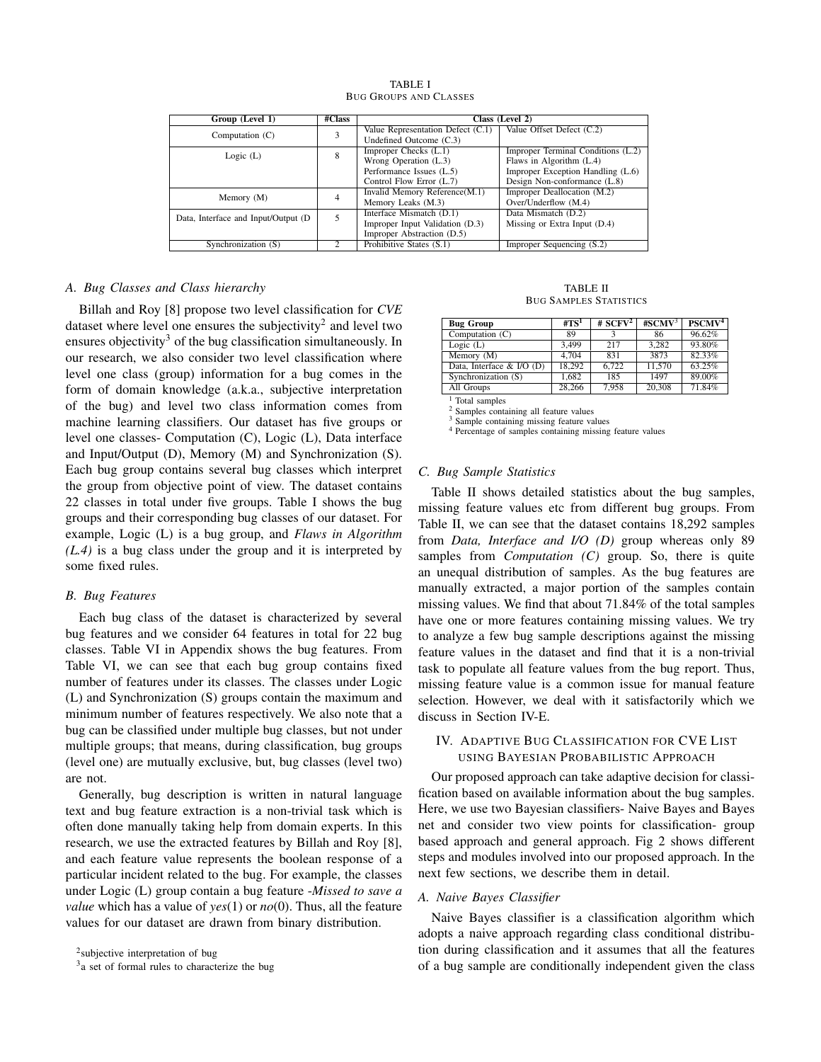TABLE I
BUG GROUPS AND CLASSES

| Group (Level 1) | #Class | Class (Level 2) | |
|---|---|---|---|
| Computation (C) | 3 | Value Representation Defect (C.1)<br>Undefined Outcome (C.3) | Value Offset Defect (C.2) |
| Logic (L) | 8 | Improper Checks (L.1)<br>Wrong Operation (L.3)<br>Performance Issues (L.5)<br>Control Flow Error (L.7) | Improper Terminal Conditions (L.2)<br>Flaws in Algorithm (L.4)<br>Improper Exception Handling (L.6)<br>Design Non-conformance (L.8) |
| Memory (M) | 4 | Invalid Memory Reference(M.1)<br>Memory Leaks (M.3) | Improper Deallocation (M.2)<br>Over/Underflow (M.4) |
| Data, Interface and Input/Output (D | 5 | Interface Mismatch (D.1)<br>Improper Input Validation (D.3)<br>Improper Abstraction (D.5) | Data Mismatch (D.2)<br>Missing or Extra Input (D.4) |
| Synchronization (S) | 2 | Prohibitive States (S.1) | Improper Sequencing (S.2) |

### A. Bug Classes and Class hierarchy

Billah and Roy [8] propose two level classification for *CVE* dataset where level one ensures the subjectivity[2] and level two ensures objectivity[3] of the bug classification simultaneously. In our research, we also consider two level classification where level one class (group) information for a bug comes in the form of domain knowledge (a.k.a., subjective interpretation of the bug) and level two class information comes from machine learning classifiers. Our dataset has five groups or level one classes- Computation (C), Logic (L), Data interface and Input/Output (D), Memory (M) and Synchronization (S). Each bug group contains several bug classes which interpret the group from objective point of view. The dataset contains 22 classes in total under five groups. Table I shows the bug groups and their corresponding bug classes of our dataset. For example, Logic (L) is a bug group, and *Flaws in Algorithm (L.4)* is a bug class under the group and it is interpreted by some fixed rules.

### B. Bug Features

Each bug class of the dataset is characterized by several bug features and we consider 64 features in total for 22 bug classes. Table VI in Appendix shows the bug features. From Table VI, we can see that each bug group contains fixed number of features under its classes. The classes under Logic (L) and Synchronization (S) groups contain the maximum and minimum number of features respectively. We also note that a bug can be classified under multiple bug classes, but not under multiple groups; that means, during classification, bug groups (level one) are mutually exclusive, but, bug classes (level two) are not.

Generally, bug description is written in natural language text and bug feature extraction is a non-trivial task which is often done manually taking help from domain experts. In this research, we use the extracted features by Billah and Roy [8], and each feature value represents the boolean response of a particular incident related to the bug. For example, the classes under Logic (L) group contain a bug feature -*Missed to save a value* which has a value of *yes*(1) or *no*(0). Thus, all the feature values for our dataset are drawn from binary distribution.

[2]subjective interpretation of bug

[3]a set of formal rules to characterize the bug

TABLE II
BUG SAMPLES STATISTICS

| Bug Group | #TS[1] | # SCFV[2] | #SCMV[3] | PSCMV[4] |
|---|---|---|---|---|
| Computation (C) | 89 | 3 | 86 | 96.62% |
| Logic (L) | 3,499 | 217 | 3,282 | 93.80% |
| Memory (M) | 4,704 | 831 | 3873 | 82.33% |
| Data, Interface & I/O (D) | 18,292 | 6,722 | 11,570 | 63.25% |
| Synchronization (S) | 1,682 | 185 | 1497 | 89.00% |
| All Groups | 28,266 | 7,958 | 20,308 | 71.84% |

[1] Total samples
[2] Samples containing all feature values
[3] Sample containing missing feature values
[4] Percentage of samples containing missing feature values

### C. Bug Sample Statistics

Table II shows detailed statistics about the bug samples, missing feature values etc from different bug groups. From Table II, we can see that the dataset contains 18,292 samples from *Data, Interface and I/O (D)* group whereas only 89 samples from *Computation (C)* group. So, there is quite an unequal distribution of samples. As the bug features are manually extracted, a major portion of the samples contain missing values. We find that about 71.84% of the total samples have one or more features containing missing values. We try to analyze a few bug sample descriptions against the missing feature values in the dataset and find that it is a non-trivial task to populate all feature values from the bug report. Thus, missing feature value is a common issue for manual feature selection. However, we deal with it satisfactorily which we discuss in Section IV-E.

## IV. ADAPTIVE BUG CLASSIFICATION FOR CVE LIST USING BAYESIAN PROBABILISTIC APPROACH

Our proposed approach can take adaptive decision for classification based on available information about the bug samples. Here, we use two Bayesian classifiers- Naive Bayes and Bayes net and consider two view points for classification- group based approach and general approach. Fig 2 shows different steps and modules involved into our proposed approach. In the next few sections, we describe them in detail.

### A. Naive Bayes Classifier

Naive Bayes classifier is a classification algorithm which adopts a naive approach regarding class conditional distribution during classification and it assumes that all the features of a bug sample are conditionally independent given the class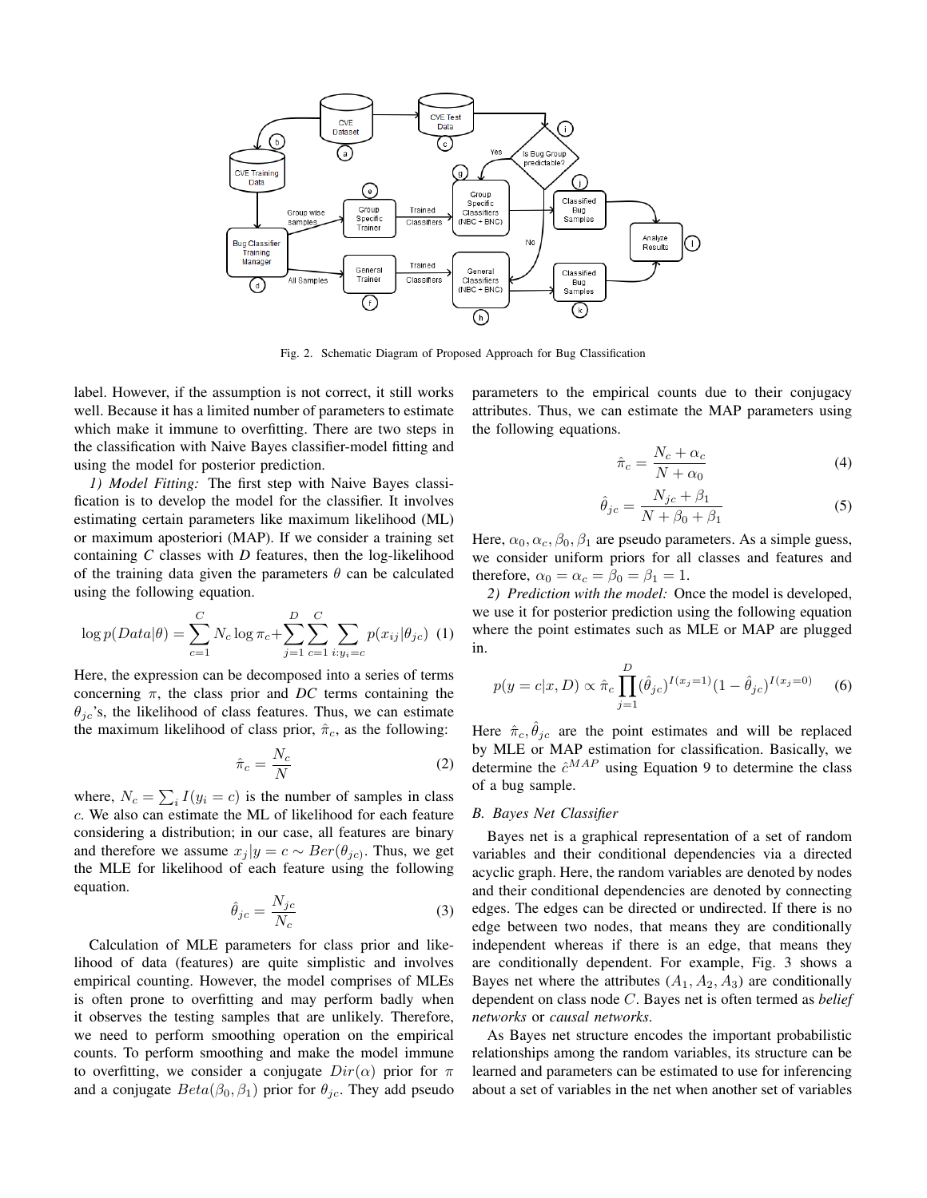CVE Dataset
a
CVE Test Data
c
b
CVE Training Data
i
Is Bug Group predictable?
Yes
g
e
Group wise samples
Group Specific Trainer
Trained Classifiers
Group Specific Classifiers (NBC + BNC)
j
Classified Bug Samples
Bug Classifier Training Manager
No
Analyze Results
l
d
All Samples
General Trainer
f
Trained Classifiers
General Classifiers (NBC + BNC)
h
Classified Bug Samples
k

Fig. 2. Schematic Diagram of Proposed Approach for Bug Classification

label. However, if the assumption is not correct, it still works well. Because it has a limited number of parameters to estimate which make it immune to overfitting. There are two steps in the classification with Naive Bayes classifier-model fitting and using the model for posterior prediction.

*1) Model Fitting:* The first step with Naive Bayes classification is to develop the model for the classifier. It involves estimating certain parameters like maximum likelihood (ML) or maximum aposteriori (MAP). If we consider a training set containing *C* classes with *D* features, then the log-likelihood of the training data given the parameters $\theta$ can be calculated using the following equation.

$$\log p(Data|\theta) = \sum_{c=1}^{C} N_c \log \pi_c + \sum_{j=1}^{D} \sum_{c=1}^{C} \sum_{i:y_i=c} p(x_{ij}|\theta_{jc}) \quad (1)$$

Here, the expression can be decomposed into a series of terms concerning $\pi$, the class prior and *DC* terms containing the $\theta_{jc}$'s, the likelihood of class features. Thus, we can estimate the maximum likelihood of class prior, $\hat{\pi}_c$, as the following:

$$\hat{\pi}_c = \frac{N_c}{N} \quad (2)$$

where, $N_c = \sum_i I(y_i = c)$ is the number of samples in class $c$. We also can estimate the ML of likelihood for each feature considering a distribution; in our case, all features are binary and therefore we assume $x_j|y = c \sim Ber(\theta_{jc})$. Thus, we get the MLE for likelihood of each feature using the following equation.

$$\hat{\theta}_{jc} = \frac{N_{jc}}{N_c} \quad (3)$$

Calculation of MLE parameters for class prior and likelihood of data (features) are quite simplistic and involves empirical counting. However, the model comprises of MLEs is often prone to overfitting and may perform badly when it observes the testing samples that are unlikely. Therefore, we need to perform smoothing operation on the empirical counts. To perform smoothing and make the model immune to overfitting, we consider a conjugate $Dir(\alpha)$ prior for $\pi$ and a conjugate $Beta(\beta_0, \beta_1)$ prior for $\theta_{jc}$. They add pseudo parameters to the empirical counts due to their conjugacy attributes. Thus, we can estimate the MAP parameters using the following equations.

$$\hat{\pi}_c = \frac{N_c + \alpha_c}{N + \alpha_0} \quad (4)$$

$$\hat{\theta}_{jc} = \frac{N_{jc} + \beta_1}{N + \beta_0 + \beta_1} \quad (5)$$

Here, $\alpha_0, \alpha_c, \beta_0, \beta_1$ are pseudo parameters. As a simple guess, we consider uniform priors for all classes and features and therefore, $\alpha_0 = \alpha_c = \beta_0 = \beta_1 = 1$.

*2) Prediction with the model:* Once the model is developed, we use it for posterior prediction using the following equation where the point estimates such as MLE or MAP are plugged in.

$$p(y = c|x, D) \propto \hat{\pi}_c \prod_{j=1}^{D} (\hat{\theta}_{jc})^{I(x_j=1)} (1 - \hat{\theta}_{jc})^{I(x_j=0)} \quad (6)$$

Here $\hat{\pi}_c, \hat{\theta}_{jc}$ are the point estimates and will be replaced by MLE or MAP estimation for classification. Basically, we determine the $\hat{c}^{MAP}$ using Equation 9 to determine the class of a bug sample.

### *B. Bayes Net Classifier*

Bayes net is a graphical representation of a set of random variables and their conditional dependencies via a directed acyclic graph. Here, the random variables are denoted by nodes and their conditional dependencies are denoted by connecting edges. The edges can be directed or undirected. If there is no edge between two nodes, that means they are conditionally independent whereas if there is an edge, that means they are conditionally dependent. For example, Fig. 3 shows a Bayes net where the attributes $(A_1, A_2, A_3)$ are conditionally dependent on class node $C$. Bayes net is often termed as *belief networks* or *causal networks*.

As Bayes net structure encodes the important probabilistic relationships among the random variables, its structure can be learned and parameters can be estimated to use for inferencing about a set of variables in the net when another set of variables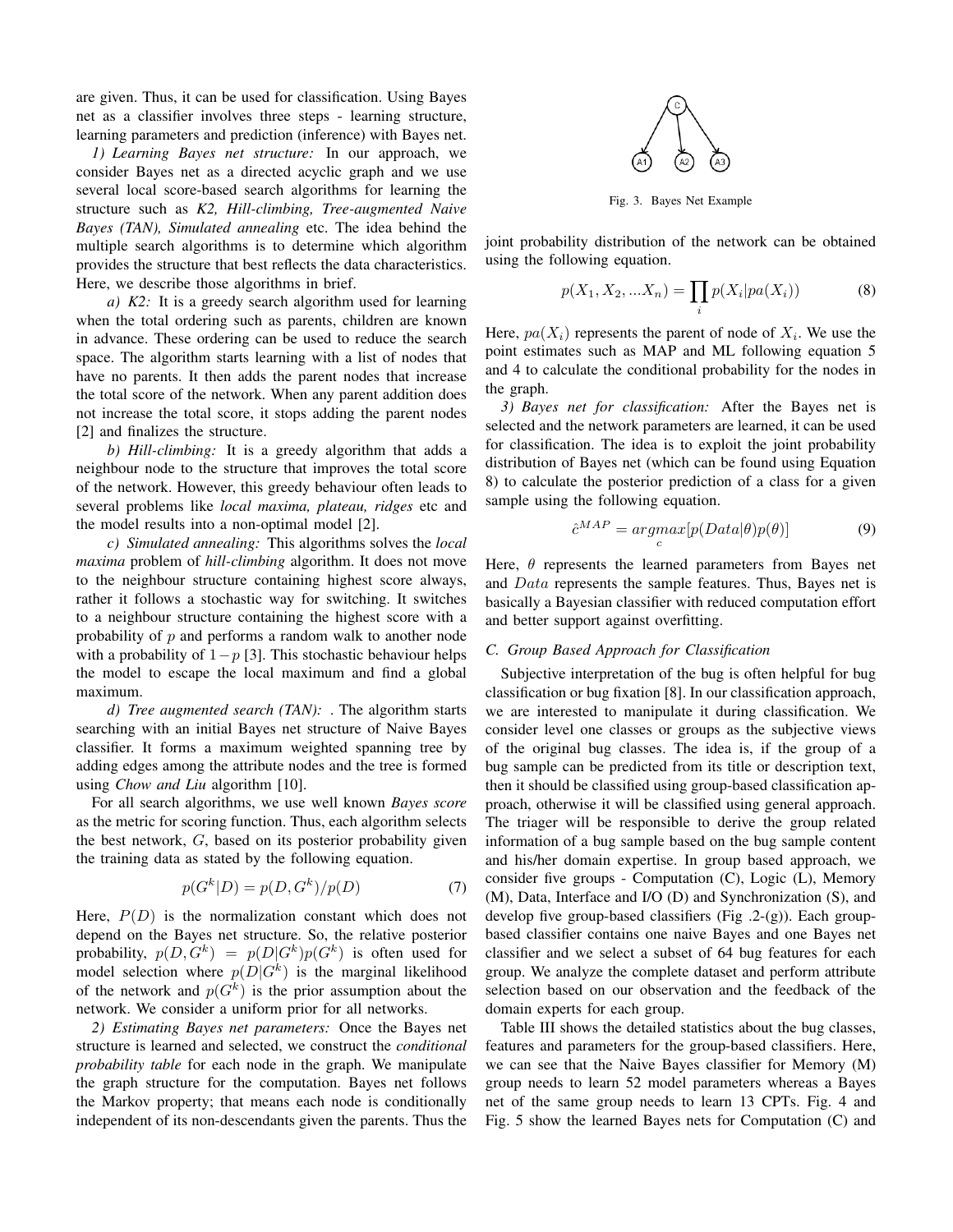are given. Thus, it can be used for classification. Using Bayes net as a classifier involves three steps - learning structure, learning parameters and prediction (inference) with Bayes net.

*1) Learning Bayes net structure:* In our approach, we consider Bayes net as a directed acyclic graph and we use several local score-based search algorithms for learning the structure such as *K2, Hill-climbing, Tree-augmented Naive Bayes (TAN), Simulated annealing* etc. The idea behind the multiple search algorithms is to determine which algorithm provides the structure that best reflects the data characteristics. Here, we describe those algorithms in brief.

*a) K2:* It is a greedy search algorithm used for learning when the total ordering such as parents, children are known in advance. These ordering can be used to reduce the search space. The algorithm starts learning with a list of nodes that have no parents. It then adds the parent nodes that increase the total score of the network. When any parent addition does not increase the total score, it stops adding the parent nodes [2] and finalizes the structure.

*b) Hill-climbing:* It is a greedy algorithm that adds a neighbour node to the structure that improves the total score of the network. However, this greedy behaviour often leads to several problems like *local maxima, plateau, ridges* etc and the model results into a non-optimal model [2].

*c) Simulated annealing:* This algorithms solves the *local maxima* problem of *hill-climbing* algorithm. It does not move to the neighbour structure containing highest score always, rather it follows a stochastic way for switching. It switches to a neighbour structure containing the highest score with a probability of $p$ and performs a random walk to another node with a probability of $1-p$ [3]. This stochastic behaviour helps the model to escape the local maximum and find a global maximum.

*d) Tree augmented search (TAN):* . The algorithm starts searching with an initial Bayes net structure of Naive Bayes classifier. It forms a maximum weighted spanning tree by adding edges among the attribute nodes and the tree is formed using *Chow and Liu* algorithm [10].

For all search algorithms, we use well known *Bayes score* as the metric for scoring function. Thus, each algorithm selects the best network, $G$, based on its posterior probability given the training data as stated by the following equation.

$$p(G^k|D) = p(D, G^k)/p(D) \tag{7}$$

Here, $P(D)$ is the normalization constant which does not depend on the Bayes net structure. So, the relative posterior probability, $p(D, G^k) = p(D|G^k)p(G^k)$ is often used for model selection where $p(D|G^k)$ is the marginal likelihood of the network and $p(G^k)$ is the prior assumption about the network. We consider a uniform prior for all networks.

*2) Estimating Bayes net parameters:* Once the Bayes net structure is learned and selected, we construct the *conditional probability table* for each node in the graph. We manipulate the graph structure for the computation. Bayes net follows the Markov property; that means each node is conditionally independent of its non-descendants given the parents. Thus the joint probability distribution of the network can be obtained using the following equation.

C

A1 A2 A3

Fig. 3. Bayes Net Example

$$p(X_1, X_2, ...X_n) = \prod_i p(X_i|pa(X_i)) \tag{8}$$

Here, $pa(X_i)$ represents the parent of node of $X_i$. We use the point estimates such as MAP and ML following equation 5 and 4 to calculate the conditional probability for the nodes in the graph.

*3) Bayes net for classification:* After the Bayes net is selected and the network parameters are learned, it can be used for classification. The idea is to exploit the joint probability distribution of Bayes net (which can be found using Equation 8) to calculate the posterior prediction of a class for a given sample using the following equation.

$$\hat{c}^{MAP} = \underset{c}{argmax}[p(Data|\theta)p(\theta)] \tag{9}$$

Here, $\theta$ represents the learned parameters from Bayes net and $Data$ represents the sample features. Thus, Bayes net is basically a Bayesian classifier with reduced computation effort and better support against overfitting.

### C. Group Based Approach for Classification

Subjective interpretation of the bug is often helpful for bug classification or bug fixation [8]. In our classification approach, we are interested to manipulate it during classification. We consider level one classes or groups as the subjective views of the original bug classes. The idea is, if the group of a bug sample can be predicted from its title or description text, then it should be classified using group-based classification approach, otherwise it will be classified using general approach. The triager will be responsible to derive the group related information of a bug sample based on the bug sample content and his/her domain expertise. In group based approach, we consider five groups - Computation (C), Logic (L), Memory (M), Data, Interface and I/O (D) and Synchronization (S), and develop five group-based classifiers (Fig .2-(g)). Each group-based classifier contains one naive Bayes and one Bayes net classifier and we select a subset of 64 bug features for each group. We analyze the complete dataset and perform attribute selection based on our observation and the feedback of the domain experts for each group.

Table III shows the detailed statistics about the bug classes, features and parameters for the group-based classifiers. Here, we can see that the Naive Bayes classifier for Memory (M) group needs to learn 52 model parameters whereas a Bayes net of the same group needs to learn 13 CPTs. Fig. 4 and Fig. 5 show the learned Bayes nets for Computation (C) and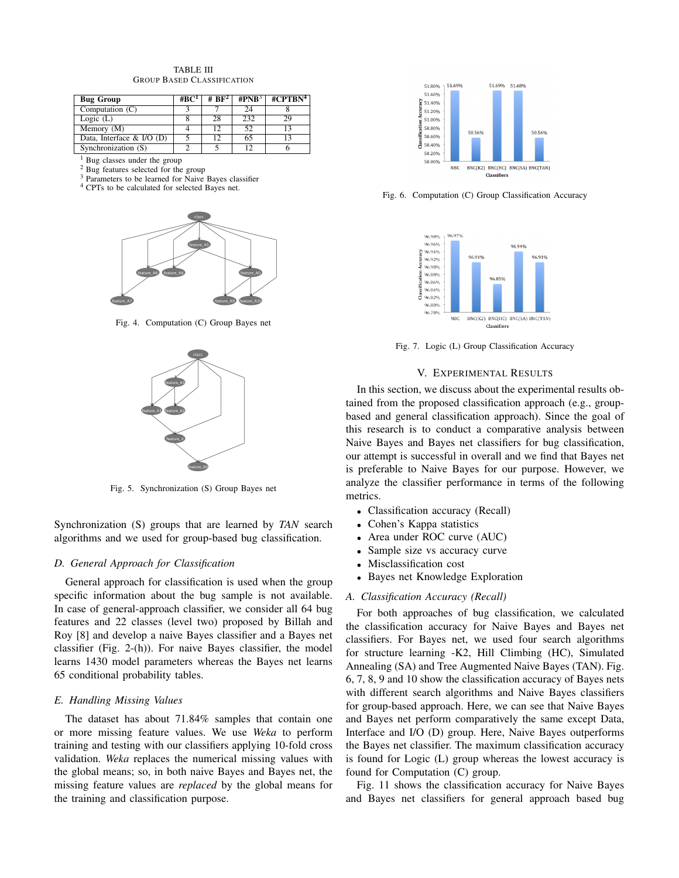TABLE III
GROUP BASED CLASSIFICATION

| Bug Group | #BC[1] | # BF[2] | #PNB[3] | #CPTBN[4] |
|---|---|---|---|---|
| Computation (C) | 3 | 7 | 24 | 8 |
| Logic (L) | 8 | 28 | 232 | 29 |
| Memory (M) | 4 | 12 | 52 | 13 |
| Data, Interface & I/O (D) | 5 | 12 | 65 | 13 |
| Synchronization (S) | 2 | 5 | 12 | 6 |

[1] Bug classes under the group
[2] Bug features selected for the group
[3] Parameters to be learned for Naive Bayes classifier
[4] CPTs to be calculated for selected Bayes net.

class
feature_A5
feature_A6
feature_A8
feature_A0
feature_A7
feature_A9
feature_A10

Fig. 4. Computation (C) Group Bayes net

class
feature_63
feature_61
feature_62
feature_4
feature_60

Fig. 5. Synchronization (S) Group Bayes net

Synchronization (S) groups that are learned by *TAN* search algorithms and we used for group-based bug classification.

### D. General Approach for Classification

General approach for classification is used when the group specific information about the bug sample is not available. In case of general-approach classifier, we consider all 64 bug features and 22 classes (level two) proposed by Billah and Roy [8] and develop a naive Bayes classifier and a Bayes net classifier (Fig. 2-(h)). For naive Bayes classifier, the model learns 1430 model parameters whereas the Bayes net learns 65 conditional probability tables.

### E. Handling Missing Values

The dataset has about 71.84% samples that contain one or more missing feature values. We use *Weka* to perform training and testing with our classifiers applying 10-fold cross validation. *Weka* replaces the numerical missing values with the global means; so, in both naive Bayes and Bayes net, the missing feature values are *replaced* by the global means for the training and classification purpose.

51.80%
51.60%
51.40%
51.20%
51.00%
50.80%
50.60%
50.40%
50.20%
50.00%
Classification Accuracy
51.69%
50.56%
51.69%
51.68%
50.56%
NBC
BNC(K2)
BNC(HC)
BNC(SA)
BNC(TAN)
Classifiers

Fig. 6. Computation (C) Group Classification Accuracy

96.98%
96.96%
96.94%
96.92%
96.90%
96.88%
96.86%
96.84%
96.82%
96.80%
96.78%
Classification Accuracy
96.97%
96.91%
96.85%
96.94%
96.91%
NBC
BNC(K2)
BNC(HC)
BNC(SA)
BNC(TAN)
Classifiers

Fig. 7. Logic (L) Group Classification Accuracy

## V. EXPERIMENTAL RESULTS

In this section, we discuss about the experimental results obtained from the proposed classification approach (e.g., group-based and general classification approach). Since the goal of this research is to conduct a comparative analysis between Naive Bayes and Bayes net classifiers for bug classification, our attempt is successful in overall and we find that Bayes net is preferable to Naive Bayes for our purpose. However, we analyze the classifier performance in terms of the following metrics.

- Classification accuracy (Recall)
- Cohen's Kappa statistics
- Area under ROC curve (AUC)
- Sample size vs accuracy curve
- Misclassification cost
- Bayes net Knowledge Exploration

### A. Classification Accuracy (Recall)

For both approaches of bug classification, we calculated the classification accuracy for Naive Bayes and Bayes net classifiers. For Bayes net, we used four search algorithms for structure learning -K2, Hill Climbing (HC), Simulated Annealing (SA) and Tree Augmented Naive Bayes (TAN). Fig. 6, 7, 8, 9 and 10 show the classification accuracy of Bayes nets with different search algorithms and Naive Bayes classifiers for group-based approach. Here, we can see that Naive Bayes and Bayes net perform comparatively the same except Data, Interface and I/O (D) group. Here, Naive Bayes outperforms the Bayes net classifier. The maximum classification accuracy is found for Logic (L) group whereas the lowest accuracy is found for Computation (C) group.

Fig. 11 shows the classification accuracy for Naive Bayes and Bayes net classifiers for general approach based bug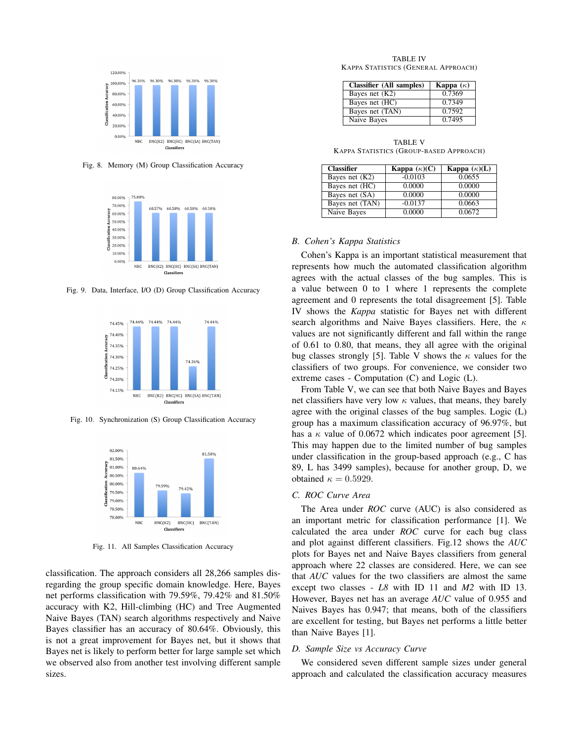120.00%
100.00%
80.00%
60.00%
40.00%
20.00%
0.00%

96.30% 96.30% 96.30% 96.30% 96.30%

NBC BNC(K2) BNC(HC) BNC(SA) BNC(TAN)

Classifiers

Classification Accuracy

Fig. 8. Memory (M) Group Classification Accuracy

80.00%
70.00%
60.00%
50.00%
40.00%
30.00%
20.00%
10.00%
0.00%

75.08% 60.57% 60.58% 60.58% 60.58%

NBC BNC(K2) BNC(HC) BNC(SA) BNC(TAN)

Classifiers

Classification Accuracy

Fig. 9. Data, Interface, I/O (D) Group Classification Accuracy

74.45%
74.40%
74.35%
74.30%
74.25%
74.20%
74.15%

74.44% 74.44% 74.44% 74.26% 74.44%

NBC BNC(K2) BNC(HC) BNC(SA) BNC(TAN)

Classifiers

Classification Accuracy

Fig. 10. Synchronization (S) Group Classification Accuracy

82.00%
81.50%
81.00%
80.50%
80.00%
79.50%
79.00%
78.50%
78.00%

80.64% 79.59% 79.42% 81.50%

NBC BNC(K2) BNC(HC) BNC(TAN)

Classifiers

Classification Accuracy

Fig. 11. All Samples Classification Accuracy

classification. The approach considers all 28,266 samples disregarding the group specific domain knowledge. Here, Bayes net performs classification with 79.59%, 79.42% and 81.50% accuracy with K2, Hill-climbing (HC) and Tree Augmented Naive Bayes (TAN) search algorithms respectively and Naive Bayes classifier has an accuracy of 80.64%. Obviously, this is not a great improvement for Bayes net, but it shows that Bayes net is likely to perform better for large sample set which we observed also from another test involving different sample sizes.

TABLE IV
KAPPA STATISTICS (GENERAL APPROACH)

| Classifier (All samples) | Kappa ($\kappa$) |
|---|---|
| Bayes net (K2) | 0.7369 |
| Bayes net (HC) | 0.7349 |
| Bayes net (TAN) | 0.7592 |
| Naive Bayes | 0.7495 |

TABLE V
KAPPA STATISTICS (GROUP-BASED APPROACH)

| Classifier | Kappa ($\kappa$)(C) | Kappa ($\kappa$)(L) |
|---|---|---|
| Bayes net (K2) | -0.0103 | 0.0655 |
| Bayes net (HC) | 0.0000 | 0.0000 |
| Bayes net (SA) | 0.0000 | 0.0000 |
| Bayes net (TAN) | -0.0137 | 0.0663 |
| Naive Bayes | 0.0000 | 0.0672 |

### B. Cohen's Kappa Statistics

Cohen's Kappa is an important statistical measurement that represents how much the automated classification algorithm agrees with the actual classes of the bug samples. This is a value between 0 to 1 where 1 represents the complete agreement and 0 represents the total disagreement [5]. Table IV shows the *Kappa* statistic for Bayes net with different search algorithms and Naive Bayes classifiers. Here, the $\kappa$ values are not significantly different and fall within the range of 0.61 to 0.80, that means, they all agree with the original bug classes strongly [5]. Table V shows the $\kappa$ values for the classifiers of two groups. For convenience, we consider two extreme cases - Computation (C) and Logic (L).

From Table V, we can see that both Naive Bayes and Bayes net classifiers have very low $\kappa$ values, that means, they barely agree with the original classes of the bug samples. Logic (L) group has a maximum classification accuracy of 96.97%, but has a $\kappa$ value of 0.0672 which indicates poor agreement [5]. This may happen due to the limited number of bug samples under classification in the group-based approach (e.g., C has 89, L has 3499 samples), because for another group, D, we obtained $\kappa = 0.5929$.

### C. ROC Curve Area

The Area under *ROC* curve (AUC) is also considered as an important metric for classification performance [1]. We calculated the area under *ROC* curve for each bug class and plot against different classifiers. Fig.12 shows the *AUC* plots for Bayes net and Naive Bayes classifiers from general approach where 22 classes are considered. Here, we can see that *AUC* values for the two classifiers are almost the same except two classes - *L8* with ID 11 and *M2* with ID 13. However, Bayes net has an average *AUC* value of 0.955 and Naives Bayes has 0.947; that means, both of the classifiers are excellent for testing, but Bayes net performs a little better than Naive Bayes [1].

### D. Sample Size vs Accuracy Curve

We considered seven different sample sizes under general approach and calculated the classification accuracy measures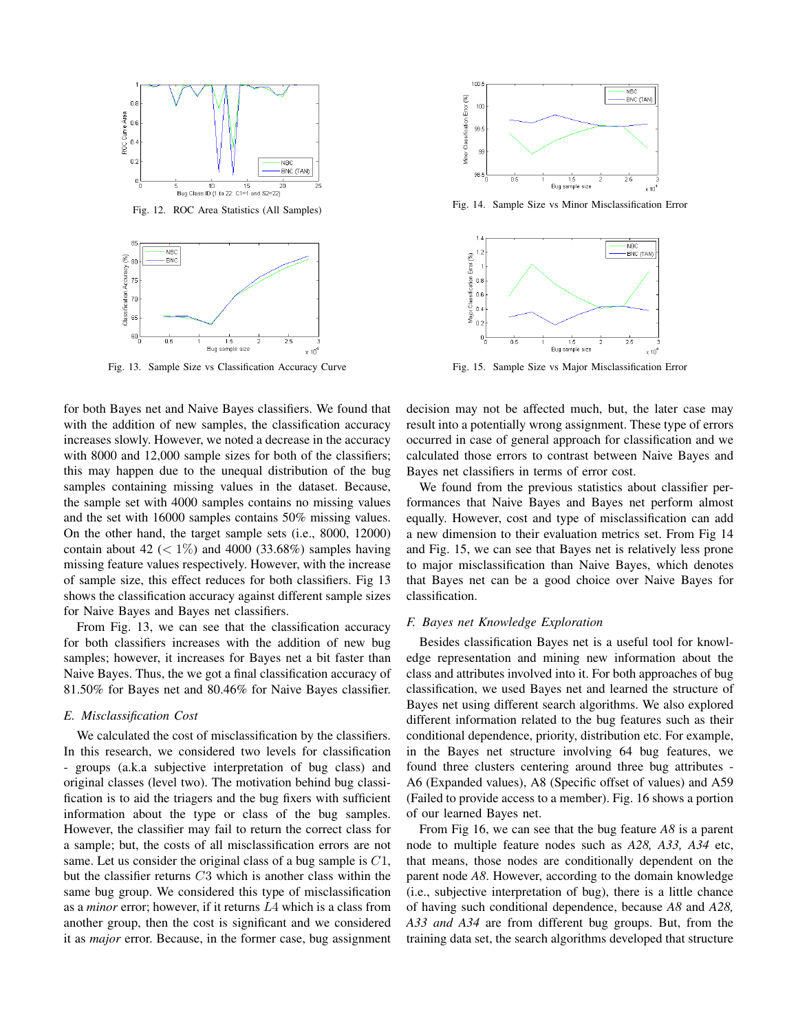Fig. 12 (chart labels):

1
0.8
0.6
0.4
0.2
0
ROC Curve Area
0 5 10 15 20 25
Bug Class ID (1 to 22: C1=1 and S2=22)
NBC
BNC (TAN)

Fig. 12. ROC Area Statistics (All Samples)

Fig. 13 (chart labels):

85
80
75
70
65
60
Classification Accuracy (%)
0 0.5 1 1.5 2 2.5 3
Bug sample size
x 10^4
NBC
BNC

Fig. 13. Sample Size vs Classification Accuracy Curve

Fig. 14 (chart labels):

100.5
100
99.5
99
98.5
Minor Classification Error (%)
0 0.5 1 1.5 2 2.5 3
Bug sample size
x 10^4
NBC
BNC (TAN)

Fig. 14. Sample Size vs Minor Misclassification Error

Fig. 15 (chart labels):

1.4
1.2
1
0.8
0.6
0.4
0.2
0
Major Classification Error (%)
0 0.5 1 1.5 2 2.5 3
Bug sample size
x 10^4
NBC
BNC (TAN)

Fig. 15. Sample Size vs Major Misclassification Error

for both Bayes net and Naive Bayes classifiers. We found that with the addition of new samples, the classification accuracy increases slowly. However, we noted a decrease in the accuracy with 8000 and 12,000 sample sizes for both of the classifiers; this may happen due to the unequal distribution of the bug samples containing missing values in the dataset. Because, the sample set with 4000 samples contains no missing values and the set with 16000 samples contains 50% missing values. On the other hand, the target sample sets (i.e., 8000, 12000) contain about 42 ($< 1\%$) and 4000 (33.68%) samples having missing feature values respectively. However, with the increase of sample size, this effect reduces for both classifiers. Fig 13 shows the classification accuracy against different sample sizes for Naive Bayes and Bayes net classifiers.

From Fig. 13, we can see that the classification accuracy for both classifiers increases with the addition of new bug samples; however, it increases for Bayes net a bit faster than Naive Bayes. Thus, the we got a final classification accuracy of 81.50% for Bayes net and 80.46% for Naive Bayes classifier.

### E. Misclassification Cost

We calculated the cost of misclassification by the classifiers. In this research, we considered two levels for classification - groups (a.k.a subjective interpretation of bug class) and original classes (level two). The motivation behind bug classification is to aid the triagers and the bug fixers with sufficient information about the type or class of the bug samples. However, the classifier may fail to return the correct class for a sample; but, the costs of all misclassification errors are not same. Let us consider the original class of a bug sample is $C1$, but the classifier returns $C3$ which is another class within the same bug group. We considered this type of misclassification as a *minor* error; however, if it returns $L4$ which is a class from another group, then the cost is significant and we considered it as *major* error. Because, in the former case, bug assignment decision may not be affected much, but, the later case may result into a potentially wrong assignment. These type of errors occurred in case of general approach for classification and we calculated those errors to contrast between Naive Bayes and Bayes net classifiers in terms of error cost.

We found from the previous statistics about classifier performances that Naive Bayes and Bayes net perform almost equally. However, cost and type of misclassification can add a new dimension to their evaluation metrics set. From Fig 14 and Fig. 15, we can see that Bayes net is relatively less prone to major misclassification than Naive Bayes, which denotes that Bayes net can be a good choice over Naive Bayes for classification.

### F. Bayes net Knowledge Exploration

Besides classification Bayes net is a useful tool for knowledge representation and mining new information about the class and attributes involved into it. For both approaches of bug classification, we used Bayes net and learned the structure of Bayes net using different search algorithms. We also explored different information related to the bug features such as their conditional dependence, priority, distribution etc. For example, in the Bayes net structure involving 64 bug features, we found three clusters centering around three bug attributes - A6 (Expanded values), A8 (Specific offset of values) and A59 (Failed to provide access to a member). Fig. 16 shows a portion of our learned Bayes net.

From Fig 16, we can see that the bug feature *A8* is a parent node to multiple feature nodes such as *A28, A33, A34* etc, that means, those nodes are conditionally dependent on the parent node *A8*. However, according to the domain knowledge (i.e., subjective interpretation of bug), there is a little chance of having such conditional dependence, because *A8* and *A28, A33 and A34* are from different bug groups. But, from the training data set, the search algorithms developed that structure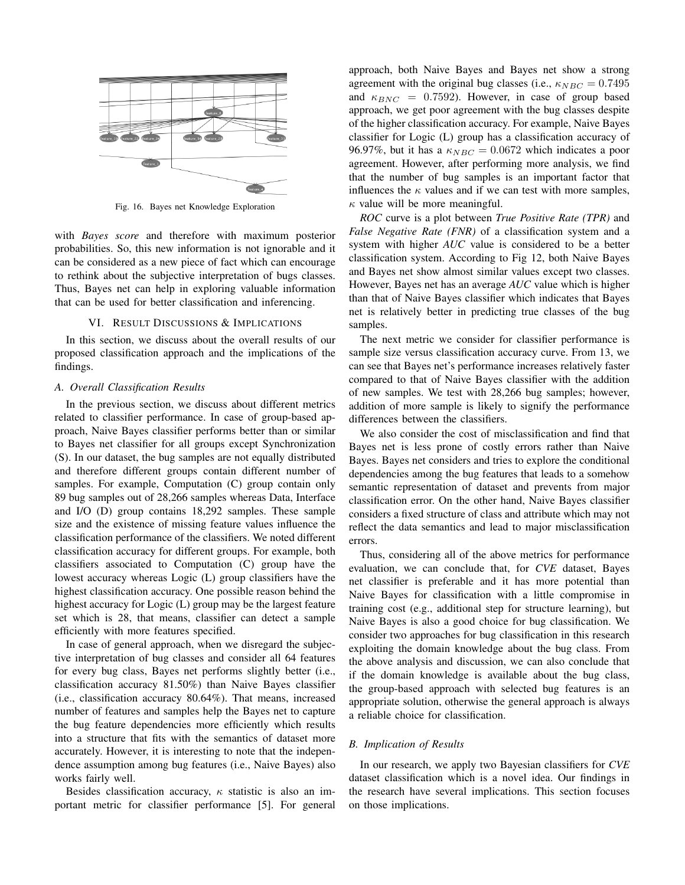Fig. 16. Bayes net Knowledge Exploration

with *Bayes score* and therefore with maximum posterior probabilities. So, this new information is not ignorable and it can be considered as a new piece of fact which can encourage to rethink about the subjective interpretation of bugs classes. Thus, Bayes net can help in exploring valuable information that can be used for better classification and inferencing.

## VI. Result Discussions & Implications

In this section, we discuss about the overall results of our proposed classification approach and the implications of the findings.

### A. Overall Classification Results

In the previous section, we discuss about different metrics related to classifier performance. In case of group-based approach, Naive Bayes classifier performs better than or similar to Bayes net classifier for all groups except Synchronization (S). In our dataset, the bug samples are not equally distributed and therefore different groups contain different number of samples. For example, Computation (C) group contain only 89 bug samples out of 28,266 samples whereas Data, Interface and I/O (D) group contains 18,292 samples. These sample size and the existence of missing feature values influence the classification performance of the classifiers. We noted different classification accuracy for different groups. For example, both classifiers associated to Computation (C) group have the lowest accuracy whereas Logic (L) group classifiers have the highest classification accuracy. One possible reason behind the highest accuracy for Logic (L) group may be the largest feature set which is 28, that means, classifier can detect a sample efficiently with more features specified.

In case of general approach, when we disregard the subjective interpretation of bug classes and consider all 64 features for every bug class, Bayes net performs slightly better (i.e., classification accuracy 81.50%) than Naive Bayes classifier (i.e., classification accuracy 80.64%). That means, increased number of features and samples help the Bayes net to capture the bug feature dependencies more efficiently which results into a structure that fits with the semantics of dataset more accurately. However, it is interesting to note that the independence assumption among bug features (i.e., Naive Bayes) also works fairly well.

Besides classification accuracy, $\kappa$ statistic is also an important metric for classifier performance [5]. For general approach, both Naive Bayes and Bayes net show a strong agreement with the original bug classes (i.e., $\kappa_{NBC} = 0.7495$ and $\kappa_{BNC} = 0.7592$). However, in case of group based approach, we get poor agreement with the bug classes despite of the higher classification accuracy. For example, Naive Bayes classifier for Logic (L) group has a classification accuracy of 96.97%, but it has a $\kappa_{NBC} = 0.0672$ which indicates a poor agreement. However, after performing more analysis, we find that the number of bug samples is an important factor that influences the $\kappa$ values and if we can test with more samples, $\kappa$ value will be more meaningful.

*ROC* curve is a plot between *True Positive Rate (TPR)* and *False Negative Rate (FNR)* of a classification system and a system with higher *AUC* value is considered to be a better classification system. According to Fig 12, both Naive Bayes and Bayes net show almost similar values except two classes. However, Bayes net has an average *AUC* value which is higher than that of Naive Bayes classifier which indicates that Bayes net is relatively better in predicting true classes of the bug samples.

The next metric we consider for classifier performance is sample size versus classification accuracy curve. From 13, we can see that Bayes net's performance increases relatively faster compared to that of Naive Bayes classifier with the addition of new samples. We test with 28,266 bug samples; however, addition of more sample is likely to signify the performance differences between the classifiers.

We also consider the cost of misclassification and find that Bayes net is less prone of costly errors rather than Naive Bayes. Bayes net considers and tries to explore the conditional dependencies among the bug features that leads to a somehow semantic representation of dataset and prevents from major classification error. On the other hand, Naive Bayes classifier considers a fixed structure of class and attribute which may not reflect the data semantics and lead to major misclassification errors.

Thus, considering all of the above metrics for performance evaluation, we can conclude that, for *CVE* dataset, Bayes net classifier is preferable and it has more potential than Naive Bayes for classification with a little compromise in training cost (e.g., additional step for structure learning), but Naive Bayes is also a good choice for bug classification. We consider two approaches for bug classification in this research exploiting the domain knowledge about the bug class. From the above analysis and discussion, we can also conclude that if the domain knowledge is available about the bug class, the group-based approach with selected bug features is an appropriate solution, otherwise the general approach is always a reliable choice for classification.

### B. Implication of Results

In our research, we apply two Bayesian classifiers for *CVE* dataset classification which is a novel idea. Our findings in the research have several implications. This section focuses on those implications.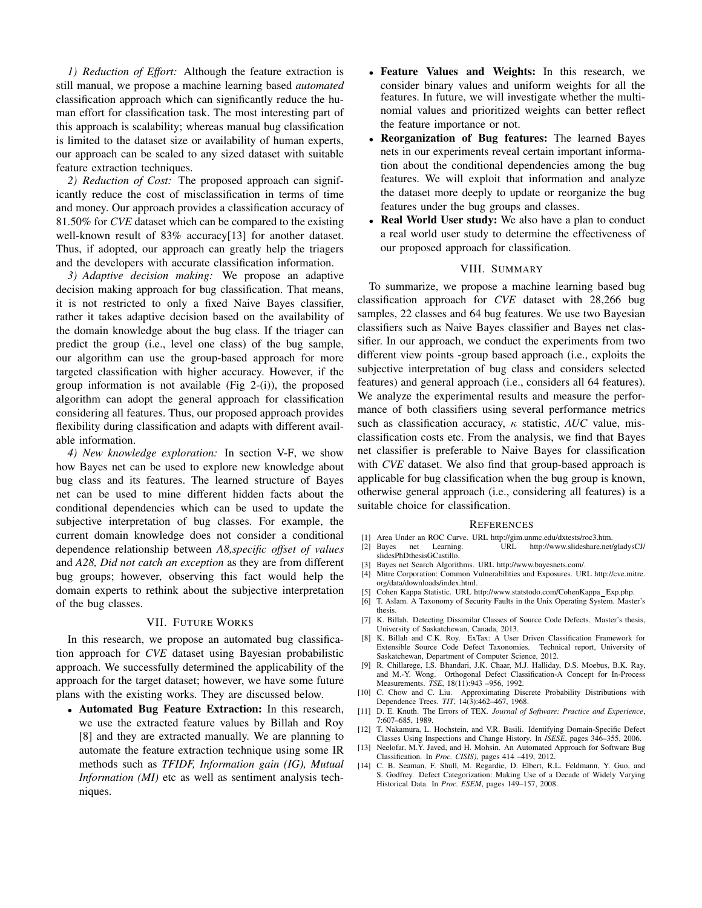*1) Reduction of Effort:* Although the feature extraction is still manual, we propose a machine learning based *automated* classification approach which can significantly reduce the human effort for classification task. The most interesting part of this approach is scalability; whereas manual bug classification is limited to the dataset size or availability of human experts, our approach can be scaled to any sized dataset with suitable feature extraction techniques.

*2) Reduction of Cost:* The proposed approach can significantly reduce the cost of misclassification in terms of time and money. Our approach provides a classification accuracy of 81.50% for *CVE* dataset which can be compared to the existing well-known result of 83% accuracy[13] for another dataset. Thus, if adopted, our approach can greatly help the triagers and the developers with accurate classification information.

*3) Adaptive decision making:* We propose an adaptive decision making approach for bug classification. That means, it is not restricted to only a fixed Naive Bayes classifier, rather it takes adaptive decision based on the availability of the domain knowledge about the bug class. If the triager can predict the group (i.e., level one class) of the bug sample, our algorithm can use the group-based approach for more targeted classification with higher accuracy. However, if the group information is not available (Fig 2-(i)), the proposed algorithm can adopt the general approach for classification considering all features. Thus, our proposed approach provides flexibility during classification and adapts with different available information.

*4) New knowledge exploration:* In section V-F, we show how Bayes net can be used to explore new knowledge about bug class and its features. The learned structure of Bayes net can be used to mine different hidden facts about the conditional dependencies which can be used to update the subjective interpretation of bug classes. For example, the current domain knowledge does not consider a conditional dependence relationship between *A8,specific offset of values* and *A28, Did not catch an exception* as they are from different bug groups; however, observing this fact would help the domain experts to rethink about the subjective interpretation of the bug classes.

## VII. Future Works

In this research, we propose an automated bug classification approach for *CVE* dataset using Bayesian probabilistic approach. We successfully determined the applicability of the approach for the target dataset; however, we have some future plans with the existing works. They are discussed below.

- **Automated Bug Feature Extraction:** In this research, we use the extracted feature values by Billah and Roy [8] and they are extracted manually. We are planning to automate the feature extraction technique using some IR methods such as *TFIDF, Information gain (IG), Mutual Information (MI)* etc as well as sentiment analysis techniques.
- **Feature Values and Weights:** In this research, we consider binary values and uniform weights for all the features. In future, we will investigate whether the multinomial values and prioritized weights can better reflect the feature importance or not.
- **Reorganization of Bug features:** The learned Bayes nets in our experiments reveal certain important information about the conditional dependencies among the bug features. We will exploit that information and analyze the dataset more deeply to update or reorganize the bug features under the bug groups and classes.
- **Real World User study:** We also have a plan to conduct a real world user study to determine the effectiveness of our proposed approach for classification.

## VIII. Summary

To summarize, we propose a machine learning based bug classification approach for *CVE* dataset with 28,266 bug samples, 22 classes and 64 bug features. We use two Bayesian classifiers such as Naive Bayes classifier and Bayes net classifier. In our approach, we conduct the experiments from two different view points -group based approach (i.e., exploits the subjective interpretation of bug class and considers selected features) and general approach (i.e., considers all 64 features). We analyze the experimental results and measure the performance of both classifiers using several performance metrics such as classification accuracy, $\kappa$ statistic, *AUC* value, misclassification costs etc. From the analysis, we find that Bayes net classifier is preferable to Naive Bayes for classification with *CVE* dataset. We also find that group-based approach is applicable for bug classification when the bug group is known, otherwise general approach (i.e., considering all features) is a suitable choice for classification.

## References

[1] Area Under an ROC Curve. URL http://gim.unmc.edu/dxtests/roc3.htm.

[2] Bayes net Learning. URL http://www.slideshare.net/gladysCJ/slidesPhDthesisGCastillo.

[3] Bayes net Search Algorithms. URL http://www.bayesnets.com/.

[4] Mitre Corporation: Common Vulnerabilities and Exposures. URL http://cve.mitre.org/data/downloads/index.html.

[5] Cohen Kappa Statistic. URL http://www.statstodo.com/CohenKappa_Exp.php.

[6] T. Aslam. A Taxonomy of Security Faults in the Unix Operating System. Master's thesis.

[7] K. Billah. Detecting Dissimilar Classes of Source Code Defects. Master's thesis, University of Saskatchewan, Canada, 2013.

[8] K. Billah and C.K. Roy. ExTax: A User Driven Classification Framework for Extensible Source Code Defect Taxonomies. Technical report, University of Saskatchewan, Department of Computer Science, 2012.

[9] R. Chillarege, I.S. Bhandari, J.K. Chaar, M.J. Halliday, D.S. Moebus, B.K. Ray, and M.-Y. Wong. Orthogonal Defect Classification-A Concept for In-Process Measurements. *TSE*, 18(11):943 –956, 1992.

[10] C. Chow and C. Liu. Approximating Discrete Probability Distributions with Dependence Trees. *TIT*, 14(3):462–467, 1968.

[11] D. E. Knuth. The Errors of TEX. *Journal of Software: Practice and Experience*, 7:607–685, 1989.

[12] T. Nakamura, L. Hochstein, and V.R. Basili. Identifying Domain-Specific Defect Classes Using Inspections and Change History. In *ISESE*, pages 346–355, 2006.

[13] Neelofar, M.Y. Javed, and H. Mohsin. An Automated Approach for Software Bug Classification. In *Proc. CISIS)*, pages 414 –419, 2012.

[14] C. B. Seaman, F. Shull, M. Regardie, D. Elbert, R.L. Feldmann, Y. Guo, and S. Godfrey. Defect Categorization: Making Use of a Decade of Widely Varying Historical Data. In *Proc. ESEM*, pages 149–157, 2008.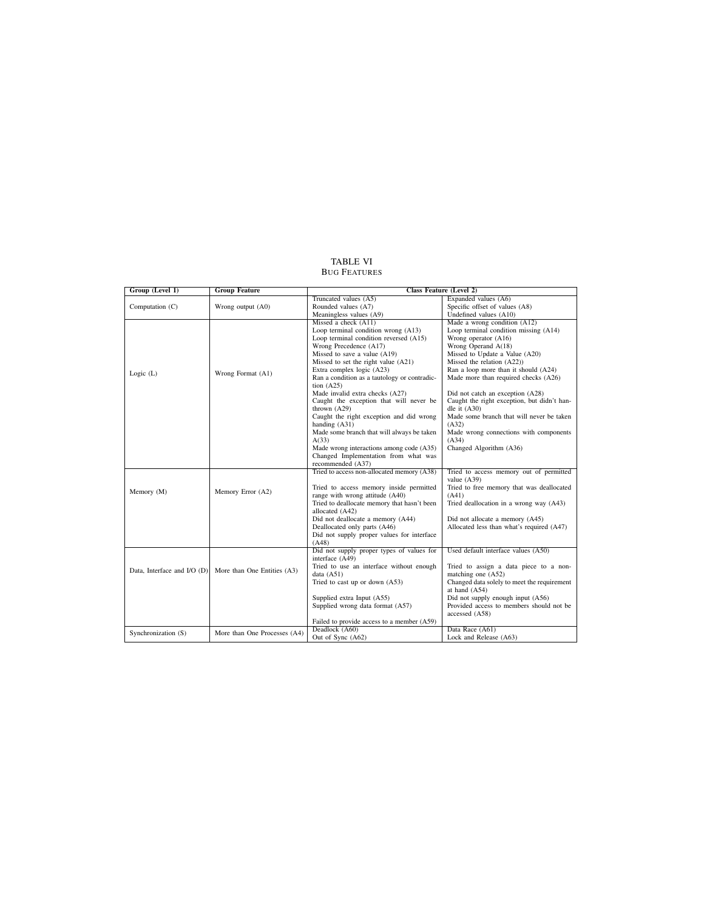TABLE VI
BUG FEATURES

| Group (Level 1) | Group Feature | Class Feature (Level 2) | |
|---|---|---|---|
| Computation (C) | Wrong output (A0) | Truncated values (A5) | Expanded values (A6) |
| | | Rounded values (A7) | Specific offset of values (A8) |
| | | Meaningless values (A9) | Undefined values (A10) |
| Logic (L) | Wrong Format (A1) | Missed a check (A11) | Made a wrong condition (A12) |
| | | Loop terminal condition wrong (A13) | Loop terminal condition missing (A14) |
| | | Loop terminal condition reversed (A15) | Wrong operator (A16) |
| | | Wrong Precedence (A17) | Wrong Operand A(18) |
| | | Missed to save a value (A19) | Missed to Update a Value (A20) |
| | | Missed to set the right value (A21) | Missed the relation (A22)) |
| | | Extra complex logic (A23) | Ran a loop more than it should (A24) |
| | | Ran a condition as a tautology or contradiction (A25) | Made more than required checks (A26) |
| | | Made invalid extra checks (A27) | Did not catch an exception (A28) |
| | | Caught the exception that will never be thrown (A29) | Caught the right exception, but didn't handle it (A30) |
| | | Caught the right exception and did wrong handing (A31) | Made some branch that will never be taken (A32) |
| | | Made some branch that will always be taken A(33) | Made wrong connections with components (A34) |
| | | Made wrong interactions among code (A35) | Changed Algorithm (A36) |
| | | Changed Implementation from what was recommended (A37) | |
| Memory (M) | Memory Error (A2) | Tried to access non-allocated memory (A38) | Tried to access memory out of permitted value (A39) |
| | | Tried to access memory inside permitted range with wrong attitude (A40) | Tried to free memory that was deallocated (A41) |
| | | Tried to deallocate memory that hasn't been allocated (A42) | Tried deallocation in a wrong way (A43) |
| | | Did not deallocate a memory (A44) | Did not allocate a memory (A45) |
| | | Deallocated only parts (A46) | Allocated less than what's required (A47) |
| | | Did not supply proper values for interface (A48) | |
| Data, Interface and I/O (D) | More than One Entities (A3) | Did not supply proper types of values for interface (A49) | Used default interface values (A50) |
| | | Tried to use an interface without enough data (A51) | Tried to assign a data piece to a non-matching one (A52) |
| | | Tried to cast up or down (A53) | Changed data solely to meet the requirement at hand (A54) |
| | | Supplied extra Input (A55) | Did not supply enough input (A56) |
| | | Supplied wrong data format (A57) | Provided access to members should not be accessed (A58) |
| | | Failed to provide access to a member (A59) | |
| Synchronization (S) | More than One Processes (A4) | Deadlock (A60) | Data Race (A61) |
| | | Out of Sync (A62) | Lock and Release (A63) |